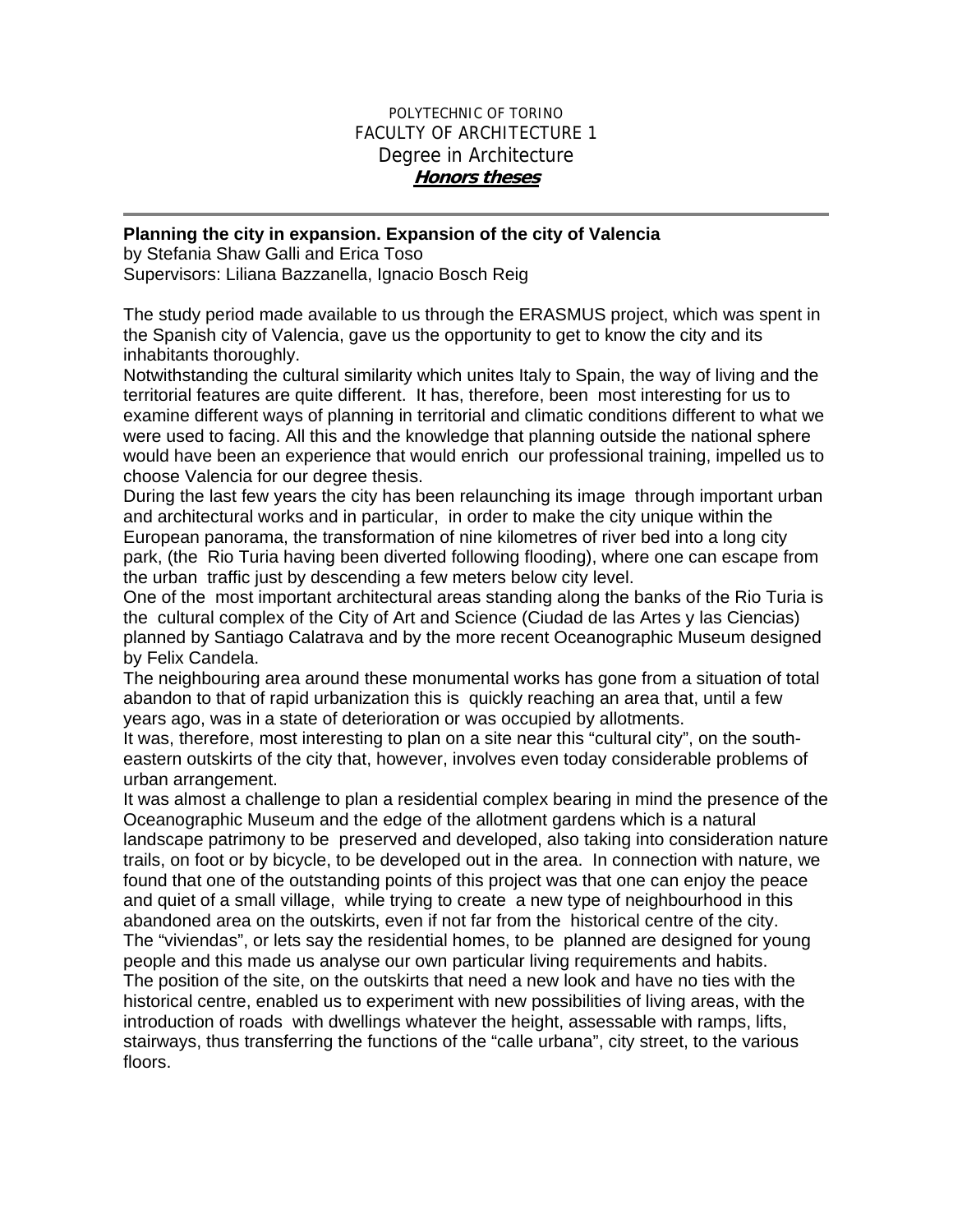POLYTECHNIC OF TORINO
FACULTY OF ARCHITECTURE 1
Degree in Architecture
***Honors theses***

---

**Planning the city in expansion. Expansion of the city of Valencia**
by Stefania Shaw Galli and Erica Toso
Supervisors: Liliana Bazzanella, Ignacio Bosch Reig

The study period made available to us through the ERASMUS project, which was spent in the Spanish city of Valencia, gave us the opportunity to get to know the city and its inhabitants thoroughly.
Notwithstanding the cultural similarity which unites Italy to Spain, the way of living and the territorial features are quite different. It has, therefore, been most interesting for us to examine different ways of planning in territorial and climatic conditions different to what we were used to facing. All this and the knowledge that planning outside the national sphere would have been an experience that would enrich our professional training, impelled us to choose Valencia for our degree thesis.
During the last few years the city has been relaunching its image through important urban and architectural works and in particular, in order to make the city unique within the European panorama, the transformation of nine kilometres of river bed into a long city park, (the Rio Turia having been diverted following flooding), where one can escape from the urban traffic just by descending a few meters below city level.
One of the most important architectural areas standing along the banks of the Rio Turia is the cultural complex of the City of Art and Science (Ciudad de las Artes y las Ciencias) planned by Santiago Calatrava and by the more recent Oceanographic Museum designed by Felix Candela.
The neighbouring area around these monumental works has gone from a situation of total abandon to that of rapid urbanization this is quickly reaching an area that, until a few years ago, was in a state of deterioration or was occupied by allotments.
It was, therefore, most interesting to plan on a site near this "cultural city", on the south-eastern outskirts of the city that, however, involves even today considerable problems of urban arrangement.
It was almost a challenge to plan a residential complex bearing in mind the presence of the Oceanographic Museum and the edge of the allotment gardens which is a natural landscape patrimony to be preserved and developed, also taking into consideration nature trails, on foot or by bicycle, to be developed out in the area. In connection with nature, we found that one of the outstanding points of this project was that one can enjoy the peace and quiet of a small village, while trying to create a new type of neighbourhood in this abandoned area on the outskirts, even if not far from the historical centre of the city.
The "viviendas", or lets say the residential homes, to be planned are designed for young people and this made us analyse our own particular living requirements and habits.
The position of the site, on the outskirts that need a new look and have no ties with the historical centre, enabled us to experiment with new possibilities of living areas, with the introduction of roads with dwellings whatever the height, assessable with ramps, lifts, stairways, thus transferring the functions of the "calle urbana", city street, to the various floors.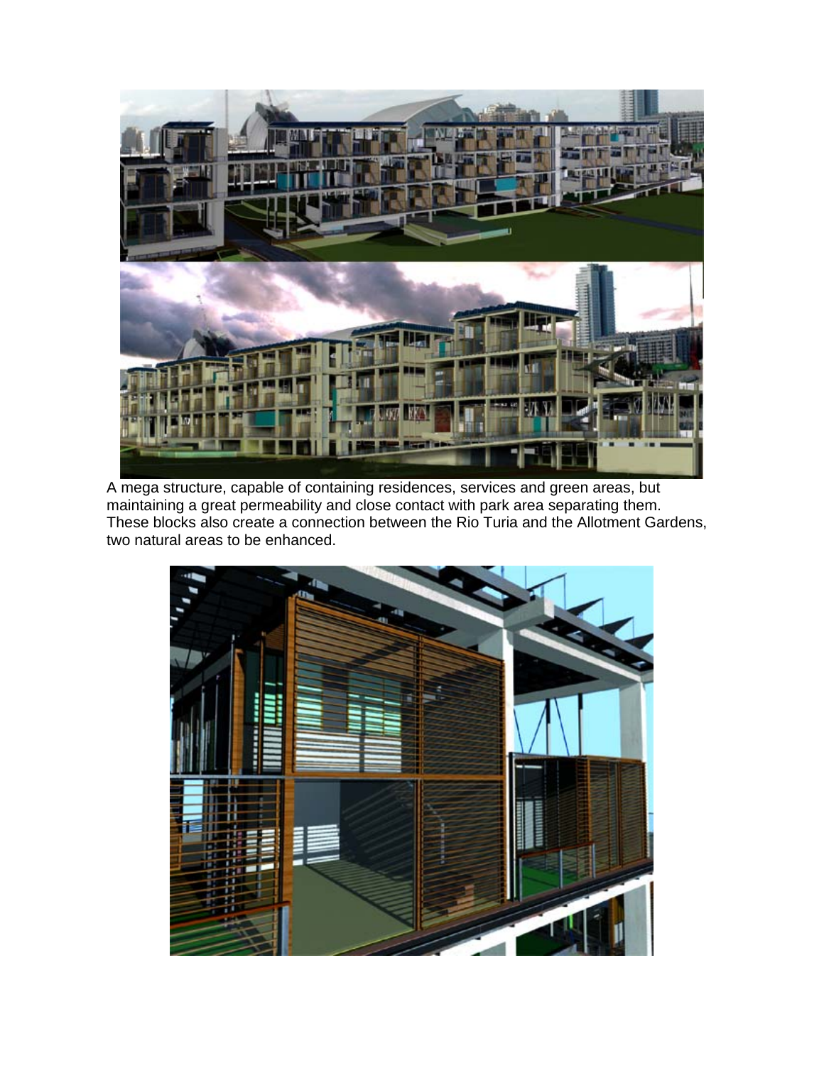A mega structure, capable of containing residences, services and green areas, but maintaining a great permeability and close contact with park area separating them. These blocks also create a connection between the Rio Turia and the Allotment Gardens, two natural areas to be enhanced.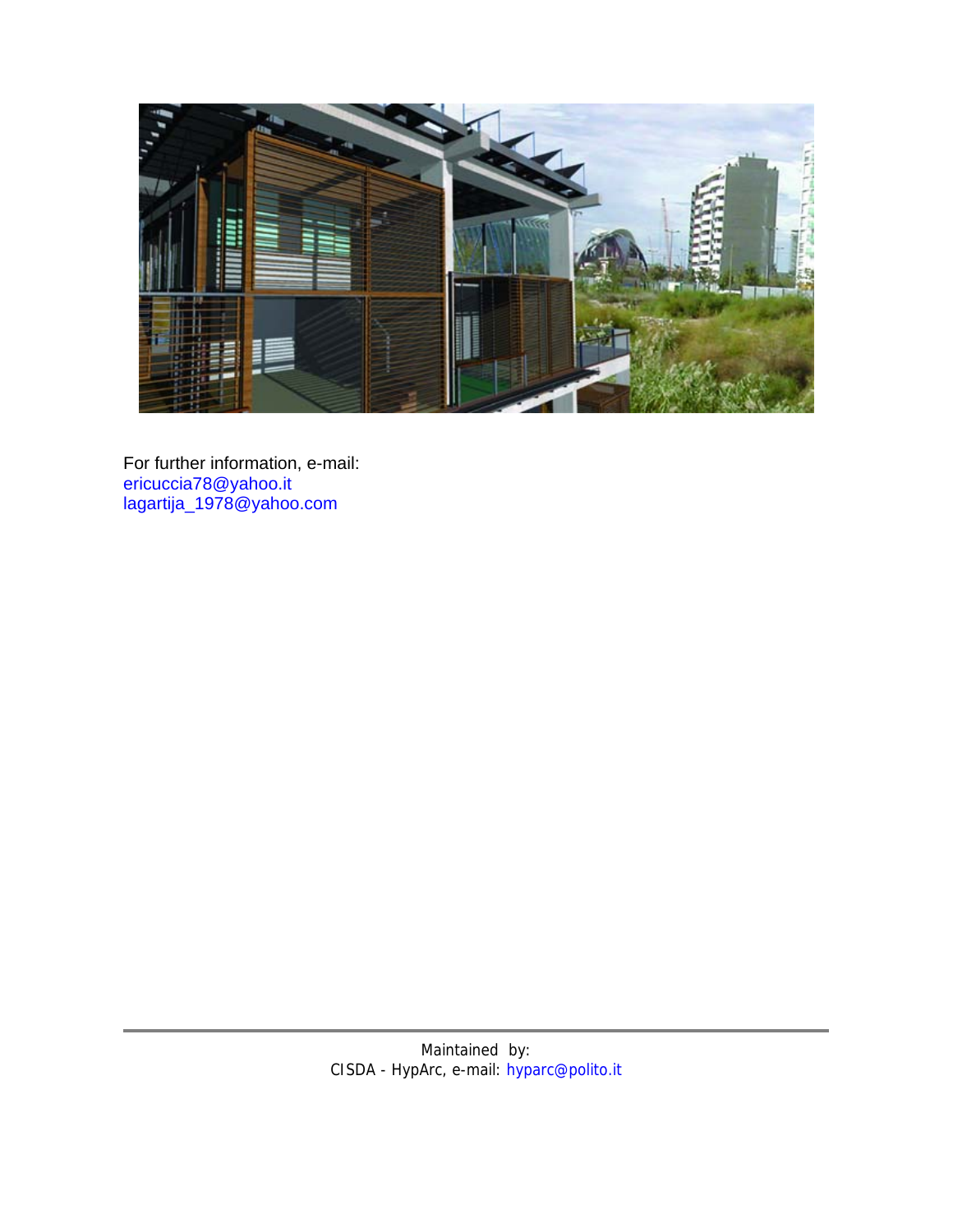For further information, e-mail:
ericuccia78@yahoo.it
lagartija_1978@yahoo.com

Maintained by:
CISDA - HypArc, e-mail: hyparc@polito.it